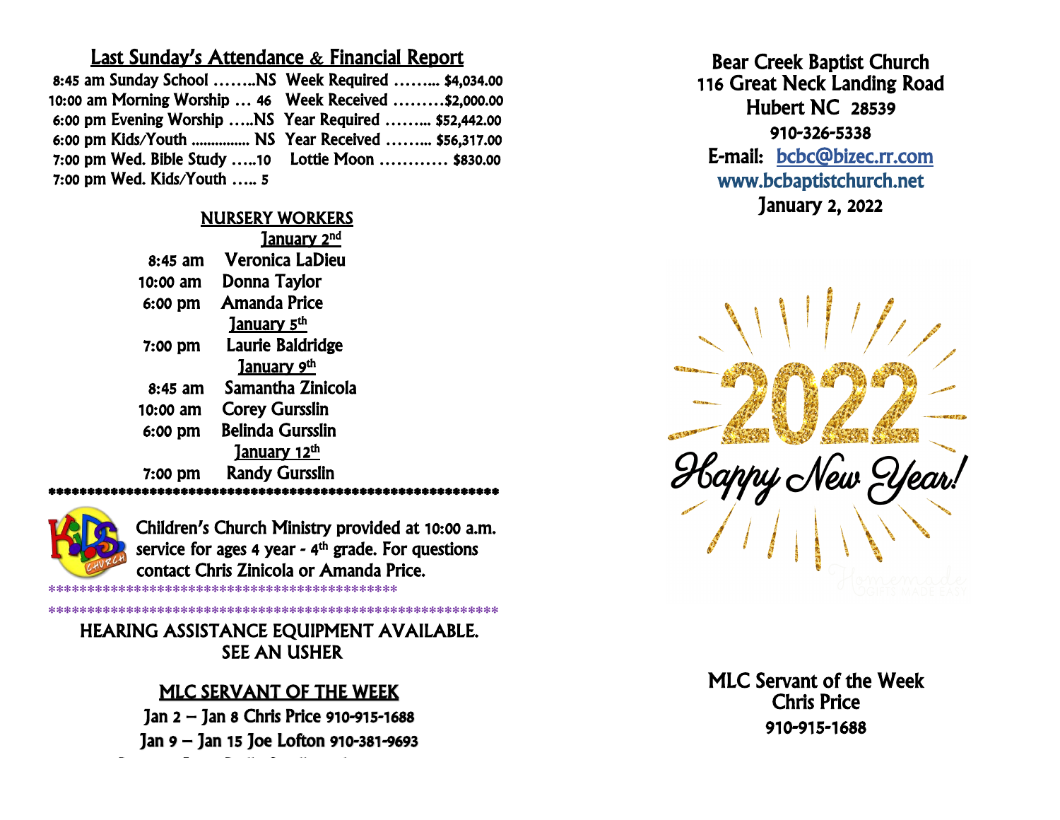## Last Sunday's Attendance & Financial Report

| | | | |
|---|---|---|---|
| 8:45 am Sunday School | NS | Week Required | $4,034.00 |
| 10:00 am Morning Worship | 46 | Week Received | $2,000.00 |
| 6:00 pm Evening Worship | NS | Year Required | $52,442.00 |
| 6:00 pm Kids/Youth | NS | Year Received | $56,317.00 |
| 7:00 pm Wed. Bible Study | 10 | Lottie Moon | $830.00 |
| 7:00 pm Wed. Kids/Youth | 5 | | |

## NURSERY WORKERS

**January 2nd**

8:45 am Veronica LaDieu
10:00 am Donna Taylor
6:00 pm Amanda Price

**January 5th**

7:00 pm Laurie Baldridge

**January 9th**

8:45 am Samantha Zinicola
10:00 am Corey Gursslin
6:00 pm Belinda Gursslin

**January 12th**

7:00 pm Randy Gursslin

****************************************************************

Children's Church Ministry provided at 10:00 a.m. service for ages 4 year - 4th grade. For questions contact Chris Zinicola or Amanda Price.

**********************************************

****************************************************************

HEARING ASSISTANCE EQUIPMENT AVAILABLE. SEE AN USHER

## MLC SERVANT OF THE WEEK

Jan 2 – Jan 8 Chris Price 910-915-1688
Jan 9 – Jan 15 Joe Lofton 910-381-9693

# Bear Creek Baptist Church

116 Great Neck Landing Road
Hubert NC 28539
910-326-5338
E-mail: bcbc@bizec.rr.com
www.bcbaptistchurch.net
January 2, 2022

MLC Servant of the Week
Chris Price
910-915-1688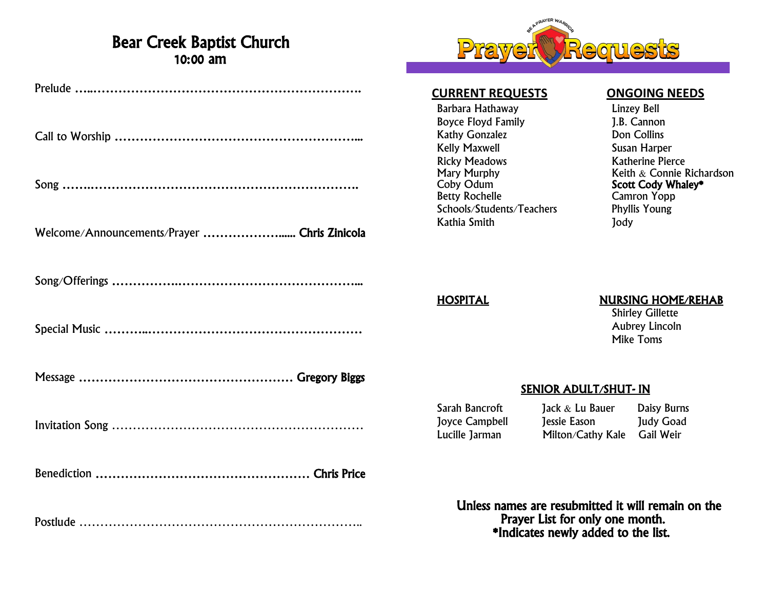# Bear Creek Baptist Church

## 10:00 am

Prelude ………………………………………………………………

Call to Worship ……………………………………………………

Song …………………………………………………………………

Welcome/Announcements/Prayer ……………………… **Chris Zinicola**

Song/Offerings ……………………………………………………

Special Music ………………………………………………………

Message …………………………………………… **Gregory Biggs**

Invitation Song ……………………………………………………

Benediction ………………………………………… **Chris Price**

Postlude ……………………………………………………………

# Prayer Requests

BE A PRAYER WARRIOR

## CURRENT REQUESTS

Barbara Hathaway
Boyce Floyd Family
Kathy Gonzalez
Kelly Maxwell
Ricky Meadows
Mary Murphy
Coby Odum
Betty Rochelle
Schools/Students/Teachers
Kathia Smith

## ONGOING NEEDS

Linzey Bell
J.B. Cannon
Don Collins
Susan Harper
Katherine Pierce
Keith & Connie Richardson
**Scott Cody Whaley***
Camron Yopp
Phyllis Young
Jody

## HOSPITAL

## NURSING HOME/REHAB

Shirley Gillette
Aubrey Lincoln
Mike Toms

## SENIOR ADULT/SHUT- IN

| | | |
|---|---|---|
| Sarah Bancroft | Jack & Lu Bauer | Daisy Burns |
| Joyce Campbell | Jessie Eason | Judy Goad |
| Lucille Jarman | Milton/Cathy Kale | Gail Weir |

**Unless names are resubmitted it will remain on the Prayer List for only one month.**
**\*Indicates newly added to the list.**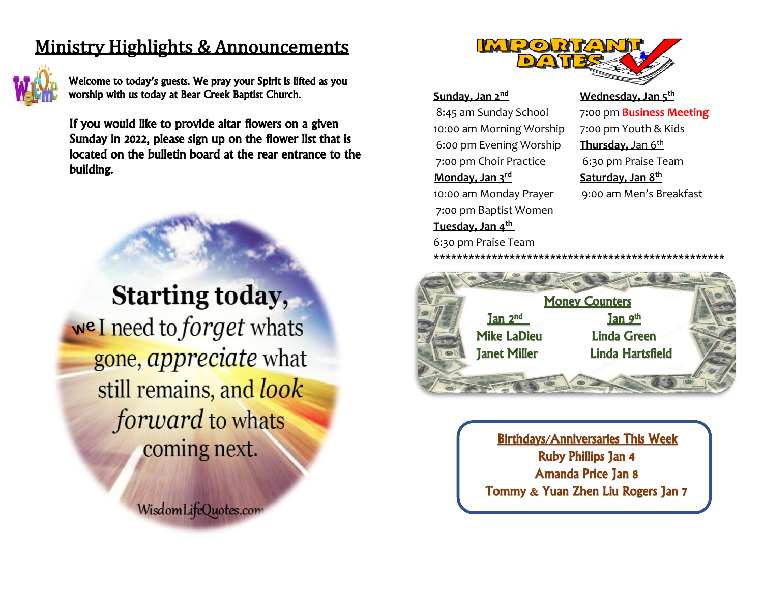# Ministry Highlights & Announcements

Welcome to today's guests. We pray your Spirit is lifted as you worship with us today at Bear Creek Baptist Church.

If you would like to provide altar flowers on a given Sunday in 2022, please sign up on the flower list that is located on the bulletin board at the rear entrance to the building.

Starting today, we I need to *forget* whats gone, *appreciate* what still remains, and *look forward* to whats coming next.

WisdomLifeQuotes.com

## IMPORTANT DATES

**Sunday, Jan 2nd**
8:45 am Sunday School
10:00 am Morning Worship
6:00 pm Evening Worship
7:00 pm Choir Practice

**Monday, Jan 3rd**
10:00 am Monday Prayer
7:00 pm Baptist Women

**Tuesday, Jan 4th**
6:30 pm Praise Team

**Wednesday, Jan 5th**
7:00 pm **Business Meeting**
7:00 pm Youth & Kids

**Thursday, Jan 6th**
6:30 pm Praise Team

**Saturday, Jan 8th**
9:00 am Men's Breakfast

***************************************************

## Money Counters

| Jan 2nd | Jan 9th |
|---|---|
| Mike LaDieu | Linda Green |
| Janet Miller | Linda Hartsfield |

## Birthdays/Anniversaries This Week

Ruby Phillips Jan 4
Amanda Price Jan 8
Tommy & Yuan Zhen Liu Rogers Jan 7